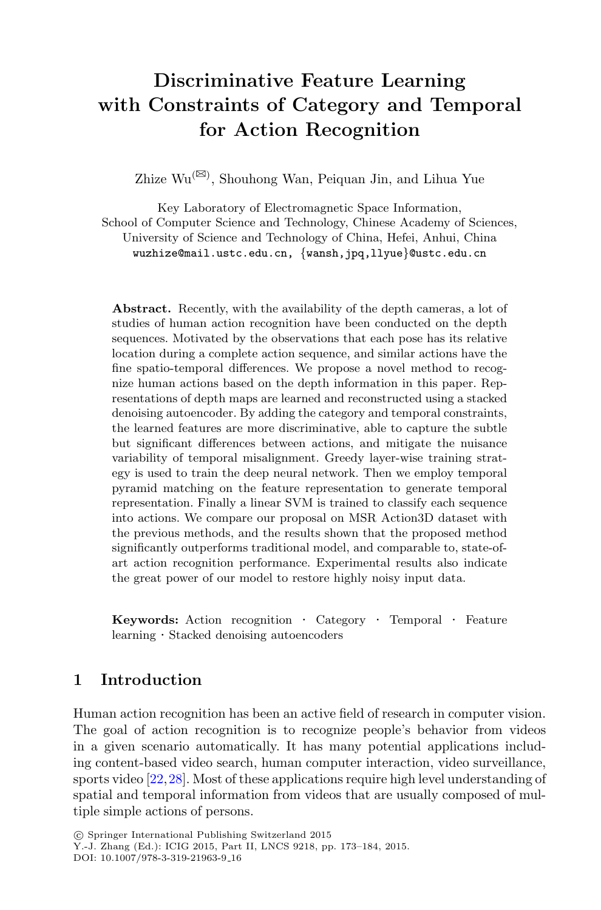# Discriminative Feature Learning with Constraints of Category and Temporal for Action Recognition

Zhize Wu(✉), Shouhong Wan, Peiquan Jin, and Lihua Yue

Key Laboratory of Electromagnetic Space Information,
School of Computer Science and Technology, Chinese Academy of Sciences,
University of Science and Technology of China, Hefei, Anhui, China
wuzhize@mail.ustc.edu.cn, {wansh,jpq,llyue}@ustc.edu.cn

**Abstract.** Recently, with the availability of the depth cameras, a lot of studies of human action recognition have been conducted on the depth sequences. Motivated by the observations that each pose has its relative location during a complete action sequence, and similar actions have the fine spatio-temporal differences. We propose a novel method to recognize human actions based on the depth information in this paper. Representations of depth maps are learned and reconstructed using a stacked denoising autoencoder. By adding the category and temporal constraints, the learned features are more discriminative, able to capture the subtle but significant differences between actions, and mitigate the nuisance variability of temporal misalignment. Greedy layer-wise training strategy is used to train the deep neural network. Then we employ temporal pyramid matching on the feature representation to generate temporal representation. Finally a linear SVM is trained to classify each sequence into actions. We compare our proposal on MSR Action3D dataset with the previous methods, and the results shown that the proposed method significantly outperforms traditional model, and comparable to, state-of-art action recognition performance. Experimental results also indicate the great power of our model to restore highly noisy input data.

**Keywords:** Action recognition · Category · Temporal · Feature learning · Stacked denoising autoencoders

## 1 Introduction

Human action recognition has been an active field of research in computer vision. The goal of action recognition is to recognize people's behavior from videos in a given scenario automatically. It has many potential applications including content-based video search, human computer interaction, video surveillance, sports video [22,28]. Most of these applications require high level understanding of spatial and temporal information from videos that are usually composed of multiple simple actions of persons.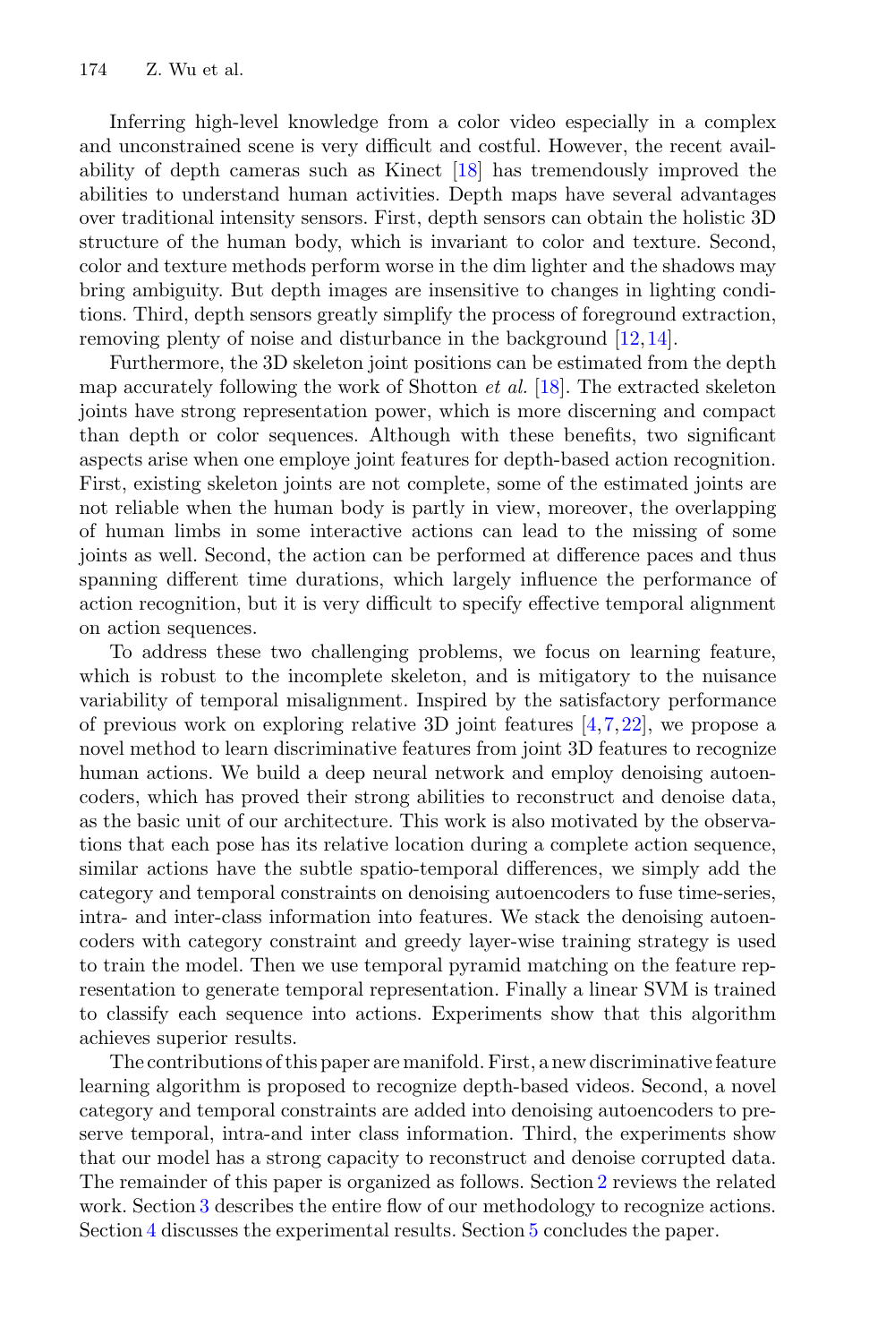Inferring high-level knowledge from a color video especially in a complex and unconstrained scene is very difficult and costful. However, the recent availability of depth cameras such as Kinect [18] has tremendously improved the abilities to understand human activities. Depth maps have several advantages over traditional intensity sensors. First, depth sensors can obtain the holistic 3D structure of the human body, which is invariant to color and texture. Second, color and texture methods perform worse in the dim lighter and the shadows may bring ambiguity. But depth images are insensitive to changes in lighting conditions. Third, depth sensors greatly simplify the process of foreground extraction, removing plenty of noise and disturbance in the background [12,14].

Furthermore, the 3D skeleton joint positions can be estimated from the depth map accurately following the work of Shotton *et al.* [18]. The extracted skeleton joints have strong representation power, which is more discerning and compact than depth or color sequences. Although with these benefits, two significant aspects arise when one employe joint features for depth-based action recognition. First, existing skeleton joints are not complete, some of the estimated joints are not reliable when the human body is partly in view, moreover, the overlapping of human limbs in some interactive actions can lead to the missing of some joints as well. Second, the action can be performed at difference paces and thus spanning different time durations, which largely influence the performance of action recognition, but it is very difficult to specify effective temporal alignment on action sequences.

To address these two challenging problems, we focus on learning feature, which is robust to the incomplete skeleton, and is mitigatory to the nuisance variability of temporal misalignment. Inspired by the satisfactory performance of previous work on exploring relative 3D joint features [4,7,22], we propose a novel method to learn discriminative features from joint 3D features to recognize human actions. We build a deep neural network and employ denoising autoencoders, which has proved their strong abilities to reconstruct and denoise data, as the basic unit of our architecture. This work is also motivated by the observations that each pose has its relative location during a complete action sequence, similar actions have the subtle spatio-temporal differences, we simply add the category and temporal constraints on denoising autoencoders to fuse time-series, intra- and inter-class information into features. We stack the denoising autoencoders with category constraint and greedy layer-wise training strategy is used to train the model. Then we use temporal pyramid matching on the feature representation to generate temporal representation. Finally a linear SVM is trained to classify each sequence into actions. Experiments show that this algorithm achieves superior results.

The contributions of this paper are manifold. First, a new discriminative feature learning algorithm is proposed to recognize depth-based videos. Second, a novel category and temporal constraints are added into denoising autoencoders to preserve temporal, intra-and inter class information. Third, the experiments show that our model has a strong capacity to reconstruct and denoise corrupted data. The remainder of this paper is organized as follows. Section 2 reviews the related work. Section 3 describes the entire flow of our methodology to recognize actions. Section 4 discusses the experimental results. Section 5 concludes the paper.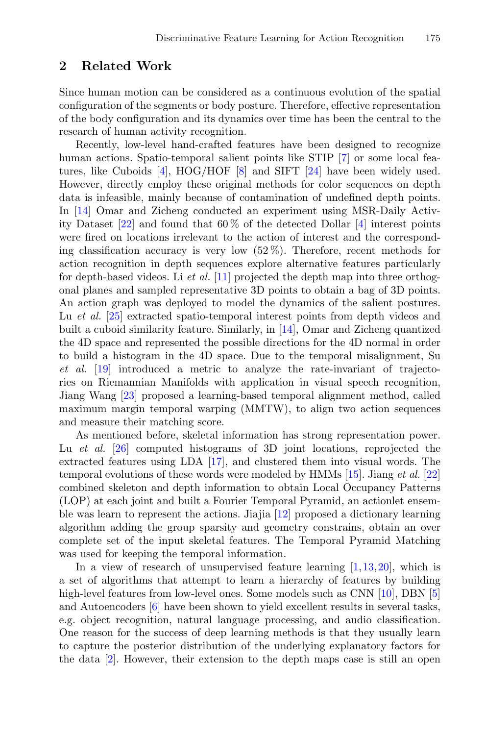## 2 Related Work

Since human motion can be considered as a continuous evolution of the spatial configuration of the segments or body posture. Therefore, effective representation of the body configuration and its dynamics over time has been the central to the research of human activity recognition.

Recently, low-level hand-crafted features have been designed to recognize human actions. Spatio-temporal salient points like STIP [7] or some local features, like Cuboids [4], HOG/HOF [8] and SIFT [24] have been widely used. However, directly employ these original methods for color sequences on depth data is infeasible, mainly because of contamination of undefined depth points. In [14] Omar and Zicheng conducted an experiment using MSR-Daily Activity Dataset [22] and found that 60 % of the detected Dollar [4] interest points were fired on locations irrelevant to the action of interest and the corresponding classification accuracy is very low (52 %). Therefore, recent methods for action recognition in depth sequences explore alternative features particularly for depth-based videos. Li *et al.* [11] projected the depth map into three orthogonal planes and sampled representative 3D points to obtain a bag of 3D points. An action graph was deployed to model the dynamics of the salient postures. Lu *et al.* [25] extracted spatio-temporal interest points from depth videos and built a cuboid similarity feature. Similarly, in [14], Omar and Zicheng quantized the 4D space and represented the possible directions for the 4D normal in order to build a histogram in the 4D space. Due to the temporal misalignment, Su *et al.* [19] introduced a metric to analyze the rate-invariant of trajectories on Riemannian Manifolds with application in visual speech recognition, Jiang Wang [23] proposed a learning-based temporal alignment method, called maximum margin temporal warping (MMTW), to align two action sequences and measure their matching score.

As mentioned before, skeletal information has strong representation power. Lu *et al.* [26] computed histograms of 3D joint locations, reprojected the extracted features using LDA [17], and clustered them into visual words. The temporal evolutions of these words were modeled by HMMs [15]. Jiang *et al.* [22] combined skeleton and depth information to obtain Local Occupancy Patterns (LOP) at each joint and built a Fourier Temporal Pyramid, an actionlet ensemble was learn to represent the actions. Jiajia [12] proposed a dictionary learning algorithm adding the group sparsity and geometry constrains, obtain an over complete set of the input skeletal features. The Temporal Pyramid Matching was used for keeping the temporal information.

In a view of research of unsupervised feature learning [1,13,20], which is a set of algorithms that attempt to learn a hierarchy of features by building high-level features from low-level ones. Some models such as CNN [10], DBN [5] and Autoencoders [6] have been shown to yield excellent results in several tasks, e.g. object recognition, natural language processing, and audio classification. One reason for the success of deep learning methods is that they usually learn to capture the posterior distribution of the underlying explanatory factors for the data [2]. However, their extension to the depth maps case is still an open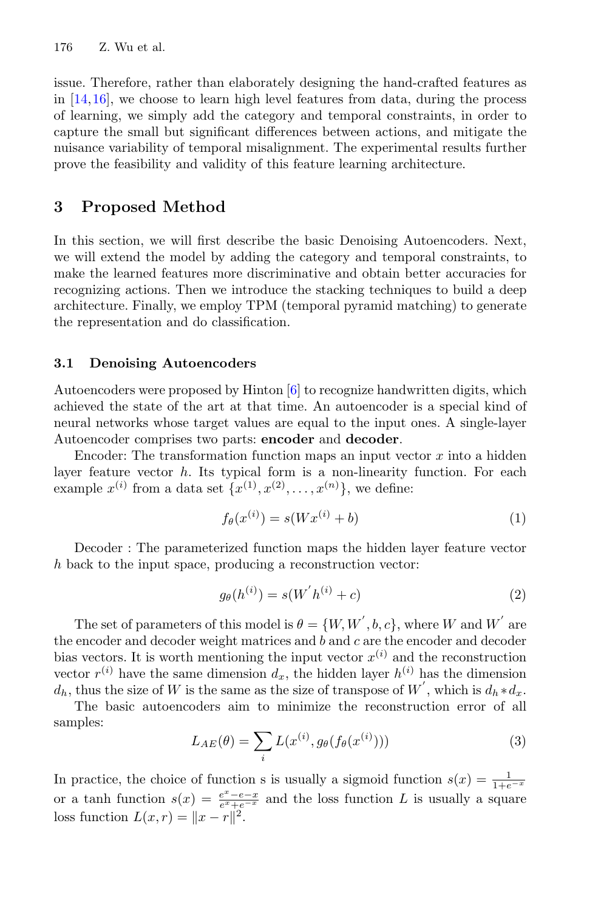issue. Therefore, rather than elaborately designing the hand-crafted features as in [14,16], we choose to learn high level features from data, during the process of learning, we simply add the category and temporal constraints, in order to capture the small but significant differences between actions, and mitigate the nuisance variability of temporal misalignment. The experimental results further prove the feasibility and validity of this feature learning architecture.

## 3 Proposed Method

In this section, we will first describe the basic Denoising Autoencoders. Next, we will extend the model by adding the category and temporal constraints, to make the learned features more discriminative and obtain better accuracies for recognizing actions. Then we introduce the stacking techniques to build a deep architecture. Finally, we employ TPM (temporal pyramid matching) to generate the representation and do classification.

### 3.1 Denoising Autoencoders

Autoencoders were proposed by Hinton [6] to recognize handwritten digits, which achieved the state of the art at that time. An autoencoder is a special kind of neural networks whose target values are equal to the input ones. A single-layer Autoencoder comprises two parts: **encoder** and **decoder**.

Encoder: The transformation function maps an input vector $x$ into a hidden layer feature vector $h$. Its typical form is a non-linearity function. For each example $x^{(i)}$ from a data set $\{x^{(1)}, x^{(2)}, \ldots, x^{(n)}\}$, we define:

$$f_\theta(x^{(i)}) = s(Wx^{(i)} + b) \tag{1}$$

Decoder : The parameterized function maps the hidden layer feature vector $h$ back to the input space, producing a reconstruction vector:

$$g_\theta(h^{(i)}) = s(W^{'}h^{(i)} + c) \tag{2}$$

The set of parameters of this model is $\theta = \{W, W^{'}, b, c\}$, where $W$ and $W^{'}$ are the encoder and decoder weight matrices and $b$ and $c$ are the encoder and decoder bias vectors. It is worth mentioning the input vector $x^{(i)}$ and the reconstruction vector $r^{(i)}$ have the same dimension $d_x$, the hidden layer $h^{(i)}$ has the dimension $d_h$, thus the size of $W$ is the same as the size of transpose of $W^{'}$, which is $d_h * d_x$.

The basic autoencoders aim to minimize the reconstruction error of all samples:

$$L_{AE}(\theta) = \sum_i L(x^{(i)}, g_\theta(f_\theta(x^{(i)}))) \tag{3}$$

In practice, the choice of function s is usually a sigmoid function $s(x) = \frac{1}{1+e^{-x}}$ or a tanh function $s(x) = \frac{e^x - e{-x}}{e^x + e^{-x}}$ and the loss function $L$ is usually a square loss function $L(x, r) = \|x - r\|^2$.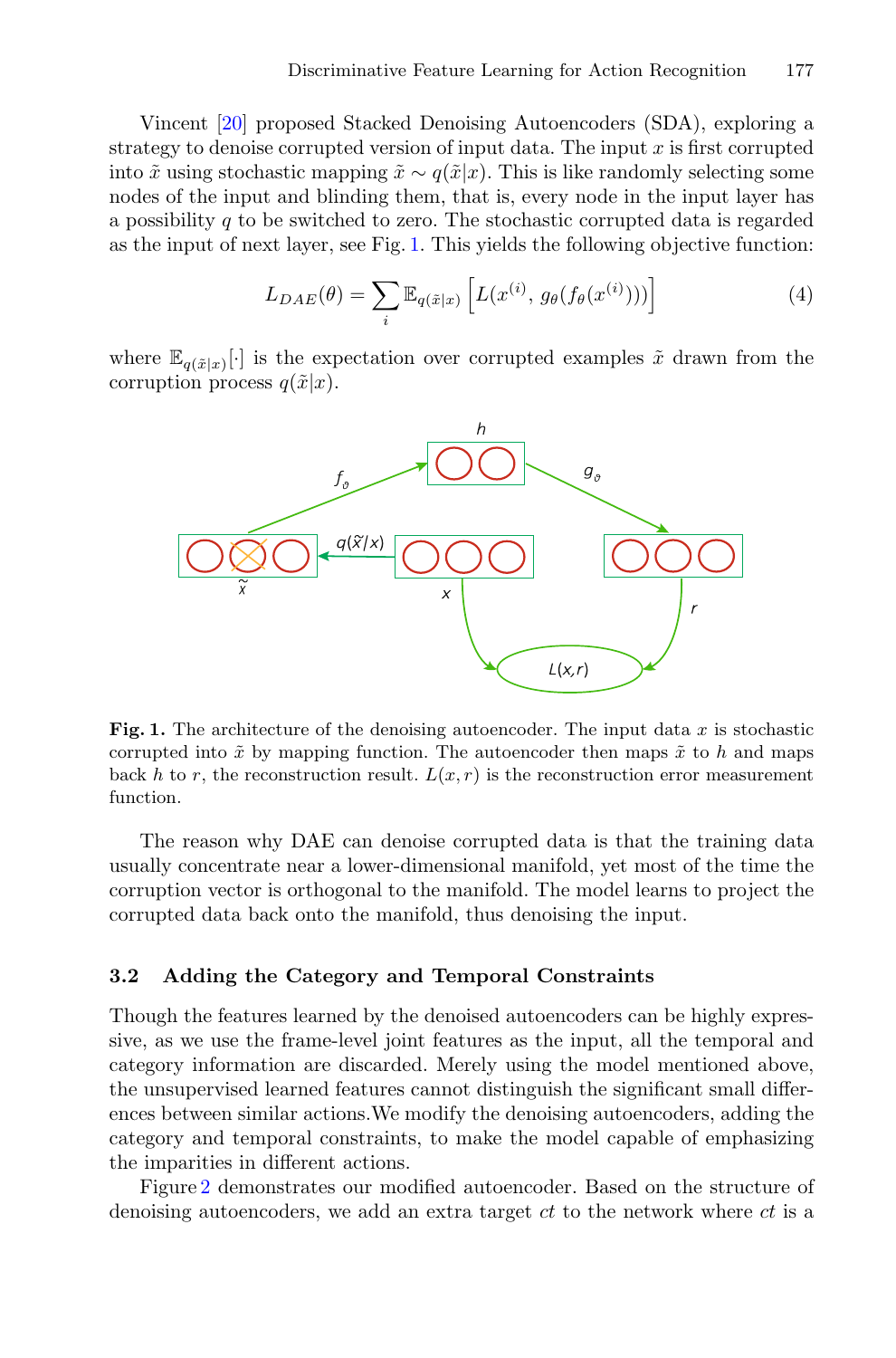Vincent [20] proposed Stacked Denoising Autoencoders (SDA), exploring a strategy to denoise corrupted version of input data. The input $x$ is first corrupted into $\tilde{x}$ using stochastic mapping $\tilde{x} \sim q(\tilde{x}|x)$. This is like randomly selecting some nodes of the input and blinding them, that is, every node in the input layer has a possibility $q$ to be switched to zero. The stochastic corrupted data is regarded as the input of next layer, see Fig. 1. This yields the following objective function:

$$L_{DAE}(\theta) = \sum_i \mathbb{E}_{q(\tilde{x}|x)} \left[ L(x^{(i)}, g_\theta(f_\theta(x^{(i)}))) \right] \tag{4}$$

where $\mathbb{E}_{q(\tilde{x}|x)}[\cdot]$ is the expectation over corrupted examples $\tilde{x}$ drawn from the corruption process $q(\tilde{x}|x)$.

**Fig. 1.** The architecture of the denoising autoencoder. The input data $x$ is stochastic corrupted into $\tilde{x}$ by mapping function. The autoencoder then maps $\tilde{x}$ to $h$ and maps back $h$ to $r$, the reconstruction result. $L(x, r)$ is the reconstruction error measurement function.

The reason why DAE can denoise corrupted data is that the training data usually concentrate near a lower-dimensional manifold, yet most of the time the corruption vector is orthogonal to the manifold. The model learns to project the corrupted data back onto the manifold, thus denoising the input.

### 3.2 Adding the Category and Temporal Constraints

Though the features learned by the denoised autoencoders can be highly expressive, as we use the frame-level joint features as the input, all the temporal and category information are discarded. Merely using the model mentioned above, the unsupervised learned features cannot distinguish the significant small differences between similar actions.We modify the denoising autoencoders, adding the category and temporal constraints, to make the model capable of emphasizing the imparities in different actions.

Figure 2 demonstrates our modified autoencoder. Based on the structure of denoising autoencoders, we add an extra target $ct$ to the network where $ct$ is a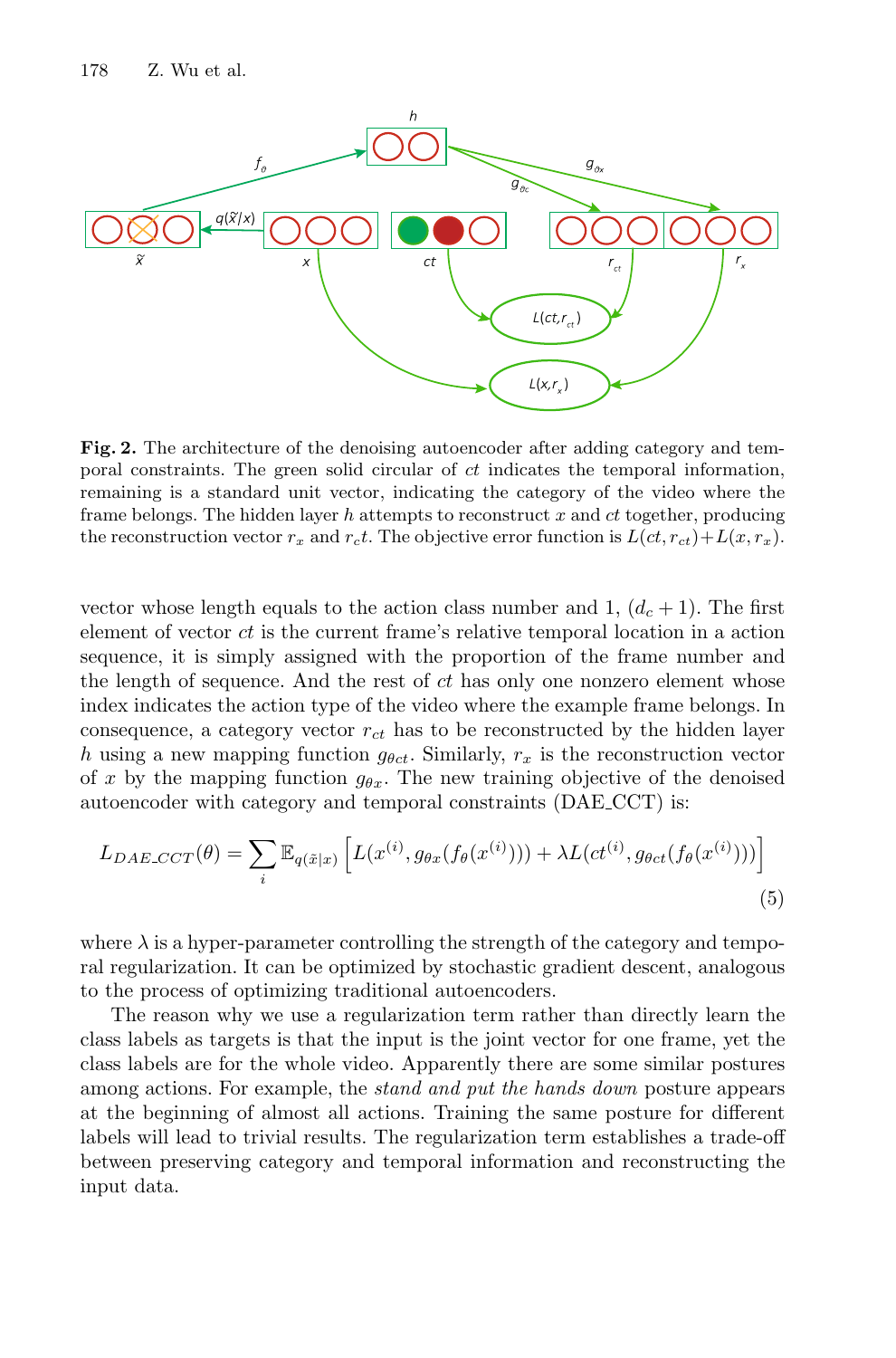**Fig. 2.** The architecture of the denoising autoencoder after adding category and temporal constraints. The green solid circular of $ct$ indicates the temporal information, remaining is a standard unit vector, indicating the category of the video where the frame belongs. The hidden layer $h$ attempts to reconstruct $x$ and $ct$ together, producing the reconstruction vector $r_x$ and $r_ct$. The objective error function is $L(ct, r_{ct}) + L(x, r_x)$.

vector whose length equals to the action class number and 1, $(d_c + 1)$. The first element of vector $ct$ is the current frame's relative temporal location in a action sequence, it is simply assigned with the proportion of the frame number and the length of sequence. And the rest of $ct$ has only one nonzero element whose index indicates the action type of the video where the example frame belongs. In consequence, a category vector $r_{ct}$ has to be reconstructed by the hidden layer $h$ using a new mapping function $g_{\theta ct}$. Similarly, $r_x$ is the reconstruction vector of $x$ by the mapping function $g_{\theta x}$. The new training objective of the denoised autoencoder with category and temporal constraints (DAE_CCT) is:

$$L_{DAE\_CCT}(\theta) = \sum_i \mathbb{E}_{q(\tilde{x}|x)} \left[ L(x^{(i)}, g_{\theta x}(f_\theta(x^{(i)}))) + \lambda L(ct^{(i)}, g_{\theta ct}(f_\theta(x^{(i)}))) \right] \tag{5}$$

where $\lambda$ is a hyper-parameter controlling the strength of the category and temporal regularization. It can be optimized by stochastic gradient descent, analogous to the process of optimizing traditional autoencoders.

The reason why we use a regularization term rather than directly learn the class labels as targets is that the input is the joint vector for one frame, yet the class labels are for the whole video. Apparently there are some similar postures among actions. For example, the *stand and put the hands down* posture appears at the beginning of almost all actions. Training the same posture for different labels will lead to trivial results. The regularization term establishes a trade-off between preserving category and temporal information and reconstructing the input data.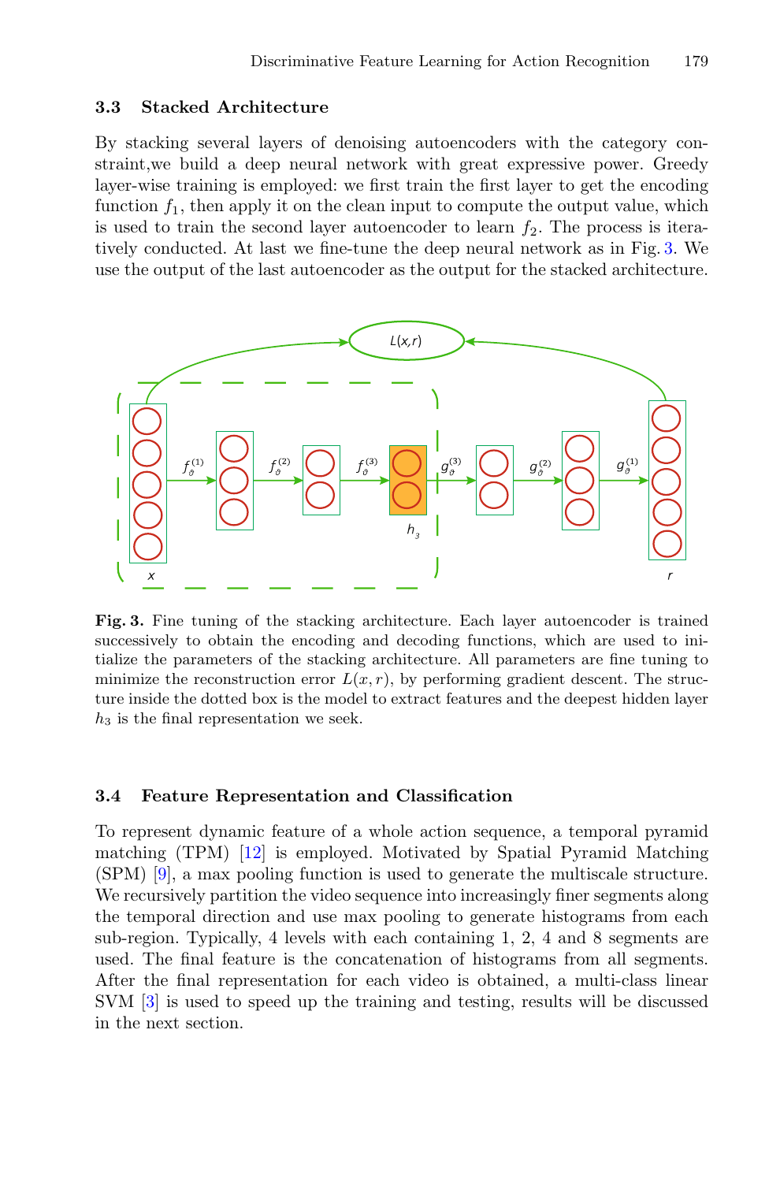### 3.3 Stacked Architecture

By stacking several layers of denoising autoencoders with the category constraint,we build a deep neural network with great expressive power. Greedy layer-wise training is employed: we first train the first layer to get the encoding function $f_1$, then apply it on the clean input to compute the output value, which is used to train the second layer autoencoder to learn $f_2$. The process is iteratively conducted. At last we fine-tune the deep neural network as in Fig. 3. We use the output of the last autoencoder as the output for the stacked architecture.

**Fig. 3.** Fine tuning of the stacking architecture. Each layer autoencoder is trained successively to obtain the encoding and decoding functions, which are used to initialize the parameters of the stacking architecture. All parameters are fine tuning to minimize the reconstruction error $L(x, r)$, by performing gradient descent. The structure inside the dotted box is the model to extract features and the deepest hidden layer $h_3$ is the final representation we seek.

### 3.4 Feature Representation and Classification

To represent dynamic feature of a whole action sequence, a temporal pyramid matching (TPM) [12] is employed. Motivated by Spatial Pyramid Matching (SPM) [9], a max pooling function is used to generate the multiscale structure. We recursively partition the video sequence into increasingly finer segments along the temporal direction and use max pooling to generate histograms from each sub-region. Typically, 4 levels with each containing 1, 2, 4 and 8 segments are used. The final feature is the concatenation of histograms from all segments. After the final representation for each video is obtained, a multi-class linear SVM [3] is used to speed up the training and testing, results will be discussed in the next section.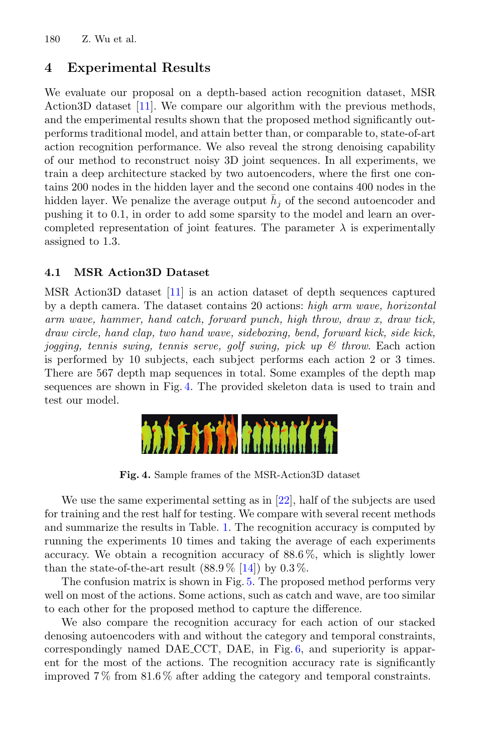## 4 Experimental Results

We evaluate our proposal on a depth-based action recognition dataset, MSR Action3D dataset [11]. We compare our algorithm with the previous methods, and the emperimental results shown that the proposed method significantly outperforms traditional model, and attain better than, or comparable to, state-of-art action recognition performance. We also reveal the strong denoising capability of our method to reconstruct noisy 3D joint sequences. In all experiments, we train a deep architecture stacked by two autoencoders, where the first one contains 200 nodes in the hidden layer and the second one contains 400 nodes in the hidden layer. We penalize the average output $\bar{h}_j$ of the second autoencoder and pushing it to 0.1, in order to add some sparsity to the model and learn an over-completed representation of joint features. The parameter $\lambda$ is experimentally assigned to 1.3.

### 4.1 MSR Action3D Dataset

MSR Action3D dataset [11] is an action dataset of depth sequences captured by a depth camera. The dataset contains 20 actions: *high arm wave, horizontal arm wave, hammer, hand catch, forward punch, high throw, draw x, draw tick, draw circle, hand clap, two hand wave, sideboxing, bend, forward kick, side kick, jogging, tennis swing, tennis serve, golf swing, pick up & throw*. Each action is performed by 10 subjects, each subject performs each action 2 or 3 times. There are 567 depth map sequences in total. Some examples of the depth map sequences are shown in Fig. 4. The provided skeleton data is used to train and test our model.

**Fig. 4.** Sample frames of the MSR-Action3D dataset

We use the same experimental setting as in [22], half of the subjects are used for training and the rest half for testing. We compare with several recent methods and summarize the results in Table. 1. The recognition accuracy is computed by running the experiments 10 times and taking the average of each experiments accuracy. We obtain a recognition accuracy of 88.6 %, which is slightly lower than the state-of-the-art result (88.9 % [14]) by 0.3 %.

The confusion matrix is shown in Fig. 5. The proposed method performs very well on most of the actions. Some actions, such as catch and wave, are too similar to each other for the proposed method to capture the difference.

We also compare the recognition accuracy for each action of our stacked denosing autoencoders with and without the category and temporal constraints, correspondingly named DAE_CCT, DAE, in Fig. 6, and superiority is apparent for the most of the actions. The recognition accuracy rate is significantly improved 7 % from 81.6 % after adding the category and temporal constraints.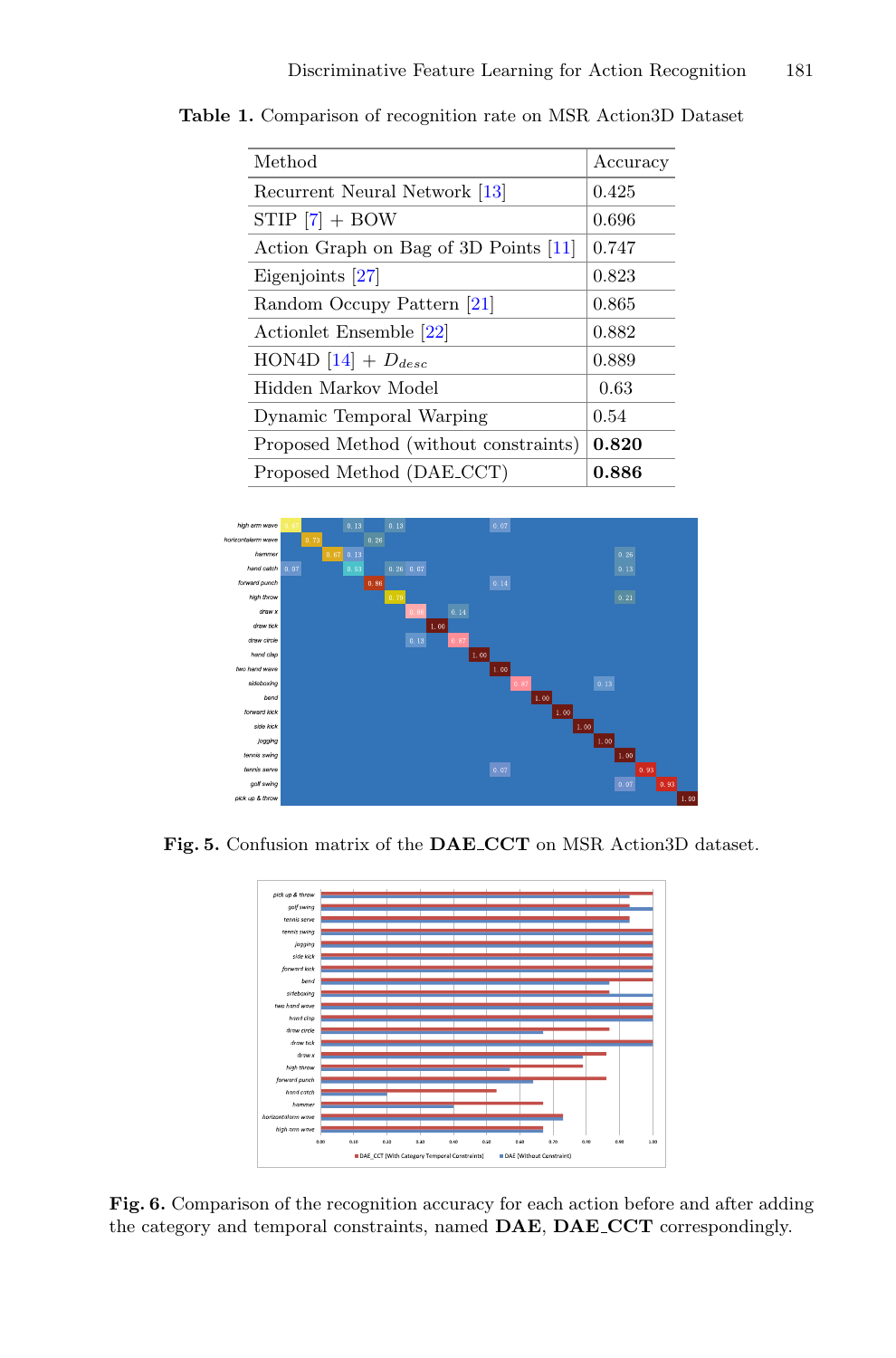**Table 1.** Comparison of recognition rate on MSR Action3D Dataset

| Method | Accuracy |
|---|---|
| Recurrent Neural Network [13] | 0.425 |
| STIP [7] + BOW | 0.696 |
| Action Graph on Bag of 3D Points [11] | 0.747 |
| Eigenjoints [27] | 0.823 |
| Random Occupy Pattern [21] | 0.865 |
| Actionlet Ensemble [22] | 0.882 |
| HON4D [14] + $D_{desc}$ | 0.889 |
| Hidden Markov Model | 0.63 |
| Dynamic Temporal Warping | 0.54 |
| Proposed Method (without constraints) | **0.820** |
| Proposed Method (DAE_CCT) | **0.886** |

**Fig. 5.** Confusion matrix of the **DAE_CCT** on MSR Action3D dataset.

**Fig. 6.** Comparison of the recognition accuracy for each action before and after adding the category and temporal constraints, named **DAE**, **DAE_CCT** correspondingly.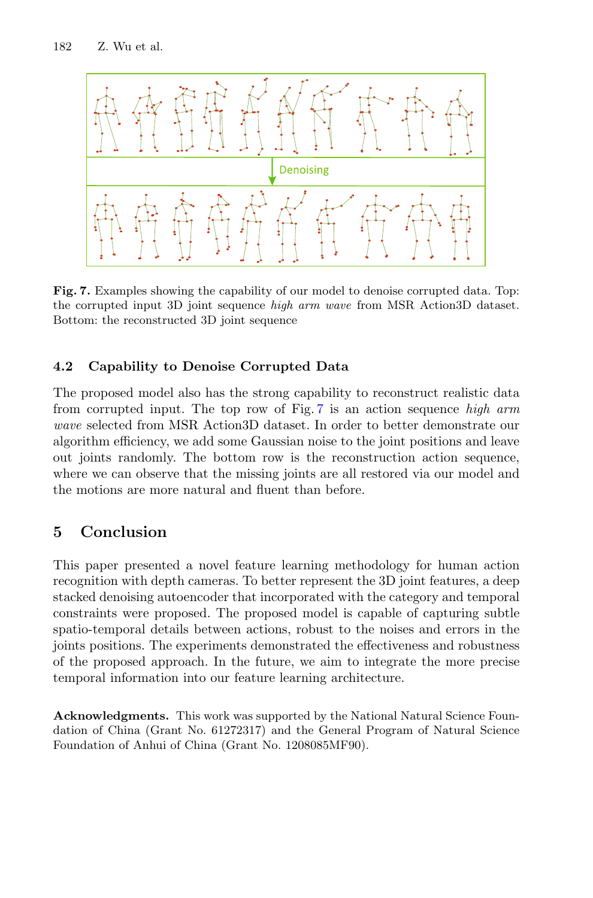**Fig. 7.** Examples showing the capability of our model to denoise corrupted data. Top: the corrupted input 3D joint sequence *high arm wave* from MSR Action3D dataset. Bottom: the reconstructed 3D joint sequence

### 4.2 Capability to Denoise Corrupted Data

The proposed model also has the strong capability to reconstruct realistic data from corrupted input. The top row of Fig. 7 is an action sequence *high arm wave* selected from MSR Action3D dataset. In order to better demonstrate our algorithm efficiency, we add some Gaussian noise to the joint positions and leave out joints randomly. The bottom row is the reconstruction action sequence, where we can observe that the missing joints are all restored via our model and the motions are more natural and fluent than before.

## 5 Conclusion

This paper presented a novel feature learning methodology for human action recognition with depth cameras. To better represent the 3D joint features, a deep stacked denoising autoencoder that incorporated with the category and temporal constraints were proposed. The proposed model is capable of capturing subtle spatio-temporal details between actions, robust to the noises and errors in the joints positions. The experiments demonstrated the effectiveness and robustness of the proposed approach. In the future, we aim to integrate the more precise temporal information into our feature learning architecture.

**Acknowledgments.** This work was supported by the National Natural Science Foundation of China (Grant No. 61272317) and the General Program of Natural Science Foundation of Anhui of China (Grant No. 1208085MF90).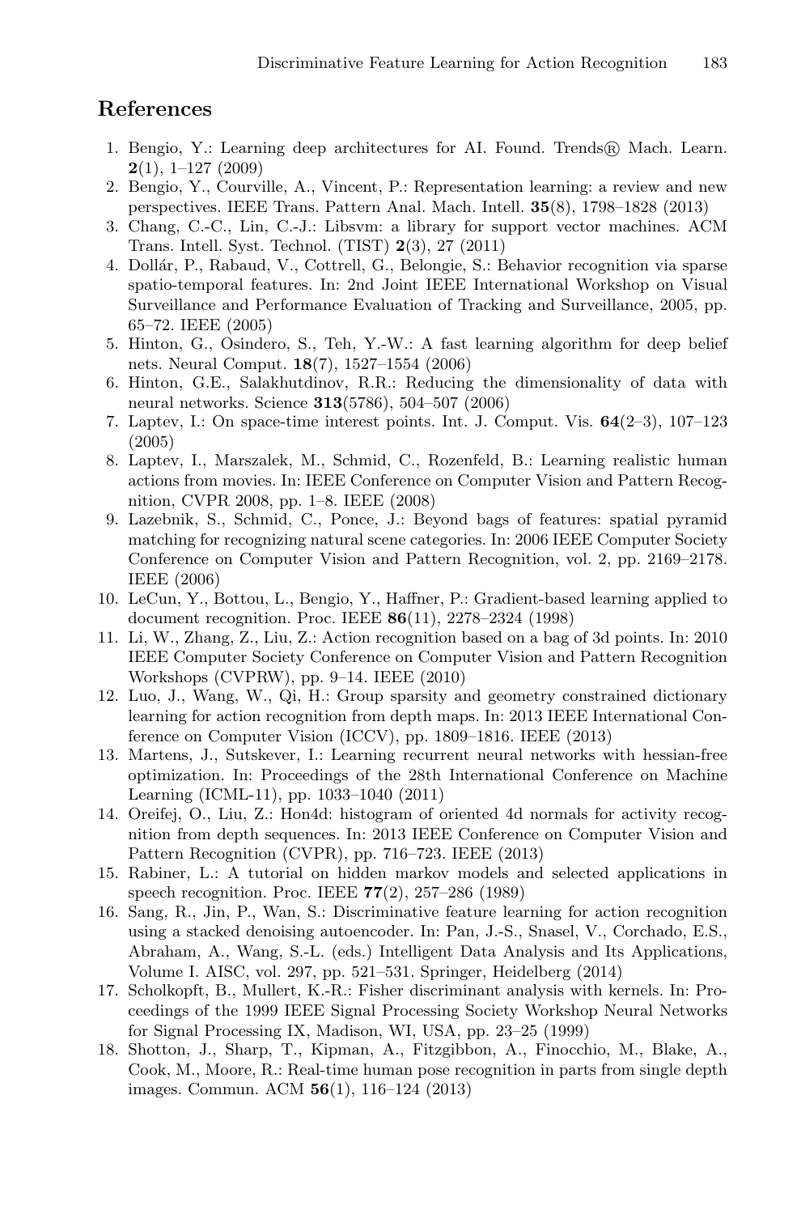## References

1. Bengio, Y.: Learning deep architectures for AI. Found. Trends® Mach. Learn. **2**(1), 1–127 (2009)
2. Bengio, Y., Courville, A., Vincent, P.: Representation learning: a review and new perspectives. IEEE Trans. Pattern Anal. Mach. Intell. **35**(8), 1798–1828 (2013)
3. Chang, C.-C., Lin, C.-J.: Libsvm: a library for support vector machines. ACM Trans. Intell. Syst. Technol. (TIST) **2**(3), 27 (2011)
4. Dollár, P., Rabaud, V., Cottrell, G., Belongie, S.: Behavior recognition via sparse spatio-temporal features. In: 2nd Joint IEEE International Workshop on Visual Surveillance and Performance Evaluation of Tracking and Surveillance, 2005, pp. 65–72. IEEE (2005)
5. Hinton, G., Osindero, S., Teh, Y.-W.: A fast learning algorithm for deep belief nets. Neural Comput. **18**(7), 1527–1554 (2006)
6. Hinton, G.E., Salakhutdinov, R.R.: Reducing the dimensionality of data with neural networks. Science **313**(5786), 504–507 (2006)
7. Laptev, I.: On space-time interest points. Int. J. Comput. Vis. **64**(2–3), 107–123 (2005)
8. Laptev, I., Marszalek, M., Schmid, C., Rozenfeld, B.: Learning realistic human actions from movies. In: IEEE Conference on Computer Vision and Pattern Recognition, CVPR 2008, pp. 1–8. IEEE (2008)
9. Lazebnik, S., Schmid, C., Ponce, J.: Beyond bags of features: spatial pyramid matching for recognizing natural scene categories. In: 2006 IEEE Computer Society Conference on Computer Vision and Pattern Recognition, vol. 2, pp. 2169–2178. IEEE (2006)
10. LeCun, Y., Bottou, L., Bengio, Y., Haffner, P.: Gradient-based learning applied to document recognition. Proc. IEEE **86**(11), 2278–2324 (1998)
11. Li, W., Zhang, Z., Liu, Z.: Action recognition based on a bag of 3d points. In: 2010 IEEE Computer Society Conference on Computer Vision and Pattern Recognition Workshops (CVPRW), pp. 9–14. IEEE (2010)
12. Luo, J., Wang, W., Qi, H.: Group sparsity and geometry constrained dictionary learning for action recognition from depth maps. In: 2013 IEEE International Conference on Computer Vision (ICCV), pp. 1809–1816. IEEE (2013)
13. Martens, J., Sutskever, I.: Learning recurrent neural networks with hessian-free optimization. In: Proceedings of the 28th International Conference on Machine Learning (ICML-11), pp. 1033–1040 (2011)
14. Oreifej, O., Liu, Z.: Hon4d: histogram of oriented 4d normals for activity recognition from depth sequences. In: 2013 IEEE Conference on Computer Vision and Pattern Recognition (CVPR), pp. 716–723. IEEE (2013)
15. Rabiner, L.: A tutorial on hidden markov models and selected applications in speech recognition. Proc. IEEE **77**(2), 257–286 (1989)
16. Sang, R., Jin, P., Wan, S.: Discriminative feature learning for action recognition using a stacked denoising autoencoder. In: Pan, J.-S., Snasel, V., Corchado, E.S., Abraham, A., Wang, S.-L. (eds.) Intelligent Data Analysis and Its Applications, Volume I. AISC, vol. 297, pp. 521–531. Springer, Heidelberg (2014)
17. Scholkopft, B., Mullert, K.-R.: Fisher discriminant analysis with kernels. In: Proceedings of the 1999 IEEE Signal Processing Society Workshop Neural Networks for Signal Processing IX, Madison, WI, USA, pp. 23–25 (1999)
18. Shotton, J., Sharp, T., Kipman, A., Fitzgibbon, A., Finocchio, M., Blake, A., Cook, M., Moore, R.: Real-time human pose recognition in parts from single depth images. Commun. ACM **56**(1), 116–124 (2013)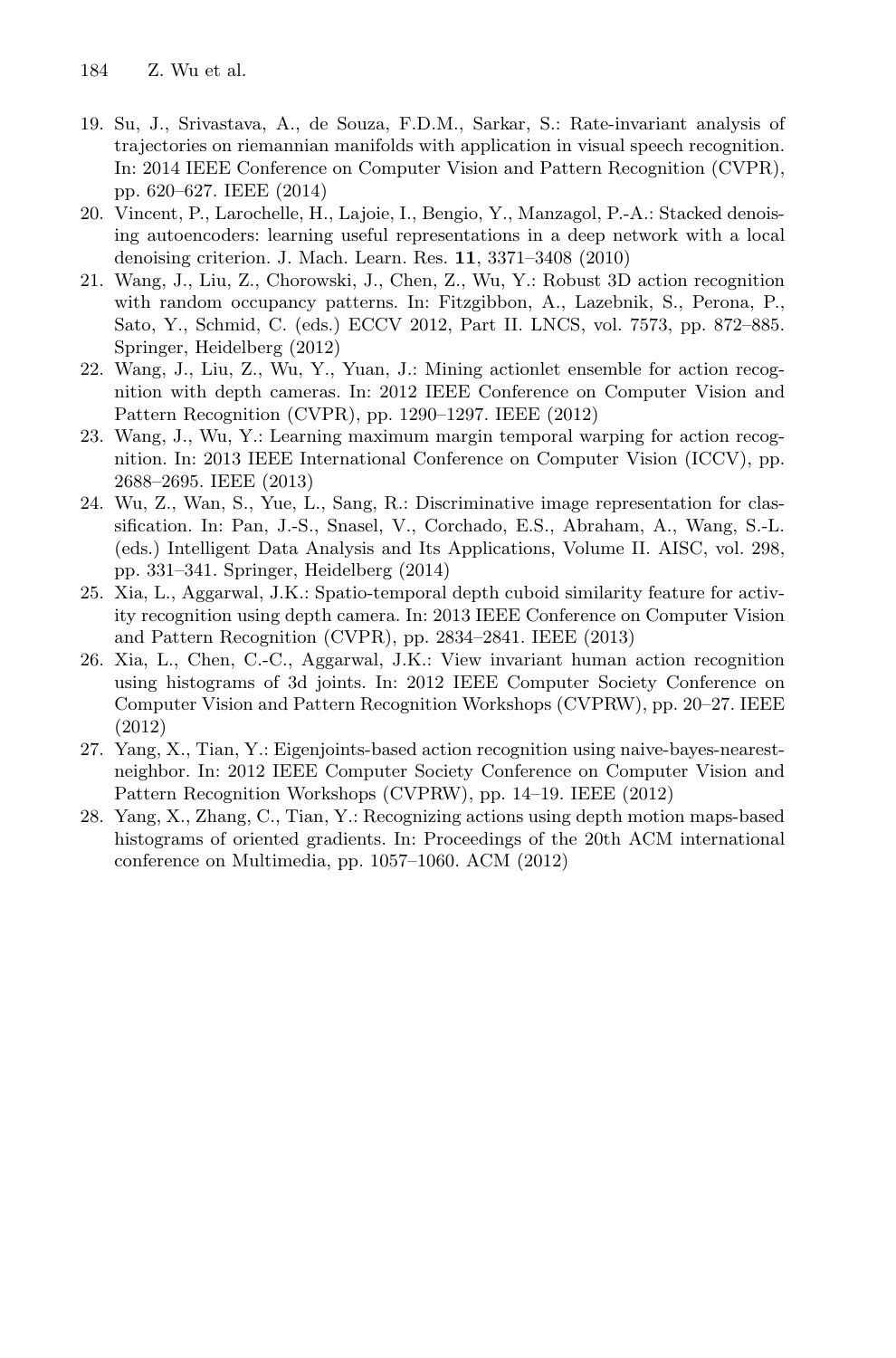19. Su, J., Srivastava, A., de Souza, F.D.M., Sarkar, S.: Rate-invariant analysis of trajectories on riemannian manifolds with application in visual speech recognition. In: 2014 IEEE Conference on Computer Vision and Pattern Recognition (CVPR), pp. 620–627. IEEE (2014)
20. Vincent, P., Larochelle, H., Lajoie, I., Bengio, Y., Manzagol, P.-A.: Stacked denoising autoencoders: learning useful representations in a deep network with a local denoising criterion. J. Mach. Learn. Res. **11**, 3371–3408 (2010)
21. Wang, J., Liu, Z., Chorowski, J., Chen, Z., Wu, Y.: Robust 3D action recognition with random occupancy patterns. In: Fitzgibbon, A., Lazebnik, S., Perona, P., Sato, Y., Schmid, C. (eds.) ECCV 2012, Part II. LNCS, vol. 7573, pp. 872–885. Springer, Heidelberg (2012)
22. Wang, J., Liu, Z., Wu, Y., Yuan, J.: Mining actionlet ensemble for action recognition with depth cameras. In: 2012 IEEE Conference on Computer Vision and Pattern Recognition (CVPR), pp. 1290–1297. IEEE (2012)
23. Wang, J., Wu, Y.: Learning maximum margin temporal warping for action recognition. In: 2013 IEEE International Conference on Computer Vision (ICCV), pp. 2688–2695. IEEE (2013)
24. Wu, Z., Wan, S., Yue, L., Sang, R.: Discriminative image representation for classification. In: Pan, J.-S., Snasel, V., Corchado, E.S., Abraham, A., Wang, S.-L. (eds.) Intelligent Data Analysis and Its Applications, Volume II. AISC, vol. 298, pp. 331–341. Springer, Heidelberg (2014)
25. Xia, L., Aggarwal, J.K.: Spatio-temporal depth cuboid similarity feature for activity recognition using depth camera. In: 2013 IEEE Conference on Computer Vision and Pattern Recognition (CVPR), pp. 2834–2841. IEEE (2013)
26. Xia, L., Chen, C.-C., Aggarwal, J.K.: View invariant human action recognition using histograms of 3d joints. In: 2012 IEEE Computer Society Conference on Computer Vision and Pattern Recognition Workshops (CVPRW), pp. 20–27. IEEE (2012)
27. Yang, X., Tian, Y.: Eigenjoints-based action recognition using naive-bayes-nearest-neighbor. In: 2012 IEEE Computer Society Conference on Computer Vision and Pattern Recognition Workshops (CVPRW), pp. 14–19. IEEE (2012)
28. Yang, X., Zhang, C., Tian, Y.: Recognizing actions using depth motion maps-based histograms of oriented gradients. In: Proceedings of the 20th ACM international conference on Multimedia, pp. 1057–1060. ACM (2012)